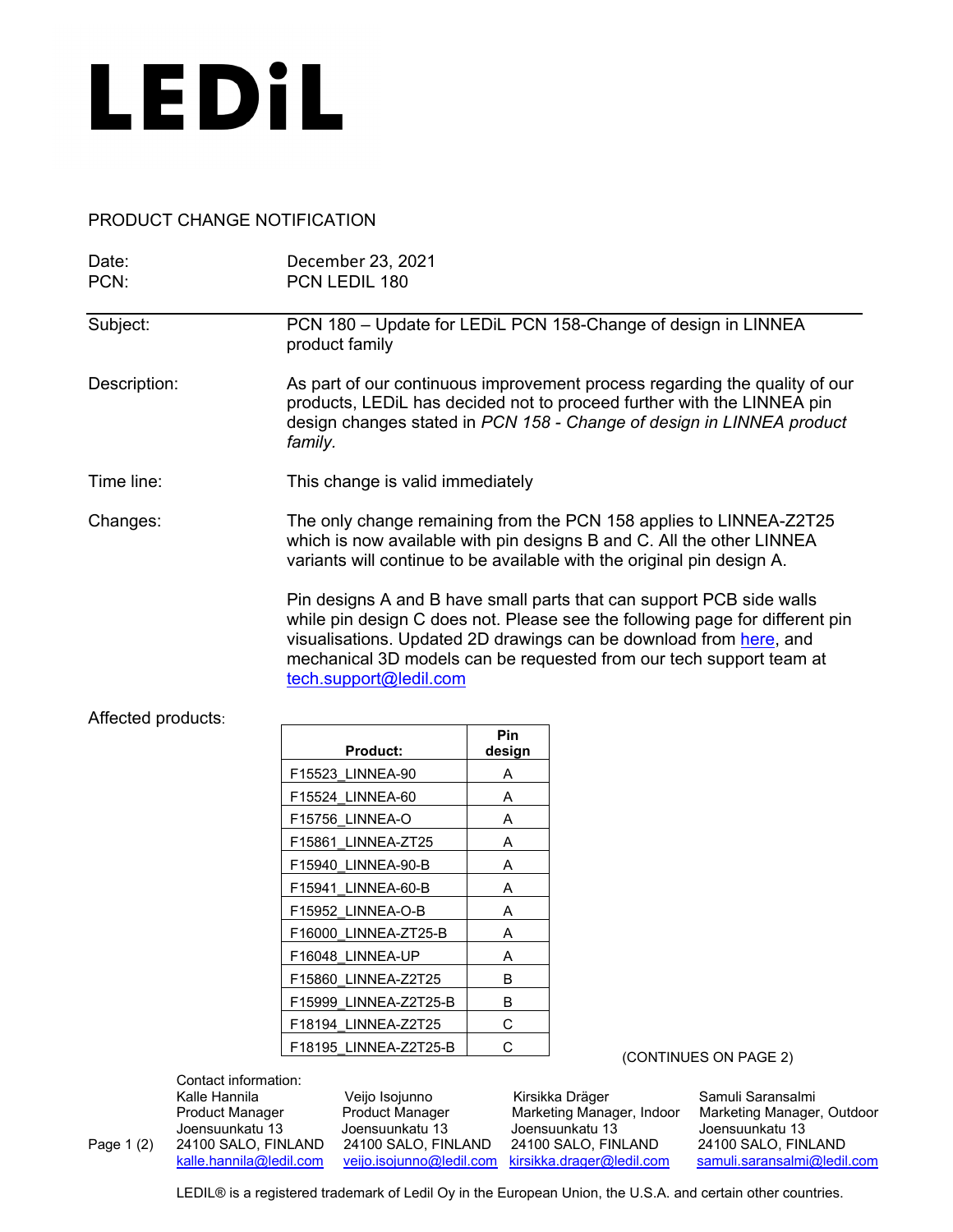# LEDiL

## PRODUCT CHANGE NOTIFICATION

Date: December 23, 2021
PCN: PCN LEDIL 180

**Subject:** PCN 180 – Update for LEDiL PCN 158-Change of design in LINNEA product family

**Description:** As part of our continuous improvement process regarding the quality of our products, LEDiL has decided not to proceed further with the LINNEA pin design changes stated in *PCN 158 - Change of design in LINNEA product family.*

**Time line:** This change is valid immediately

**Changes:** The only change remaining from the PCN 158 applies to LINNEA-Z2T25 which is now available with pin designs B and C. All the other LINNEA variants will continue to be available with the original pin design A.

Pin designs A and B have small parts that can support PCB side walls while pin design C does not. Please see the following page for different pin visualisations. Updated 2D drawings can be download from [here](here), and mechanical 3D models can be requested from our tech support team at [tech.support@ledil.com](mailto:tech.support@ledil.com)

**Affected products:**

| Product: | Pin design |
|---|---|
| F15523_LINNEA-90 | A |
| F15524_LINNEA-60 | A |
| F15756_LINNEA-O | A |
| F15861_LINNEA-ZT25 | A |
| F15940_LINNEA-90-B | A |
| F15941_LINNEA-60-B | A |
| F15952_LINNEA-O-B | A |
| F16000_LINNEA-ZT25-B | A |
| F16048_LINNEA-UP | A |
| F15860_LINNEA-Z2T25 | B |
| F15999_LINNEA-Z2T25-B | B |
| F18194_LINNEA-Z2T25 | C |
| F18195_LINNEA-Z2T25-B | C |

(CONTINUES ON PAGE 2)

Contact information:

Kalle Hannila
Product Manager
Joensuunkatu 13
24100 SALO, FINLAND
[kalle.hannila@ledil.com](mailto:kalle.hannila@ledil.com)

Veijo Isojunno
Product Manager
Joensuunkatu 13
24100 SALO, FINLAND
[veijo.isojunno@ledil.com](mailto:veijo.isojunno@ledil.com)

Kirsikka Dräger
Marketing Manager, Indoor
Joensuunkatu 13
24100 SALO, FINLAND
[kirsikka.drager@ledil.com](mailto:kirsikka.drager@ledil.com)

Samuli Saransalmi
Marketing Manager, Outdoor
Joensuunkatu 13
24100 SALO, FINLAND
[samuli.saransalmi@ledil.com](mailto:samuli.saransalmi@ledil.com)

LEDIL® is a registered trademark of Ledil Oy in the European Union, the U.S.A. and certain other countries.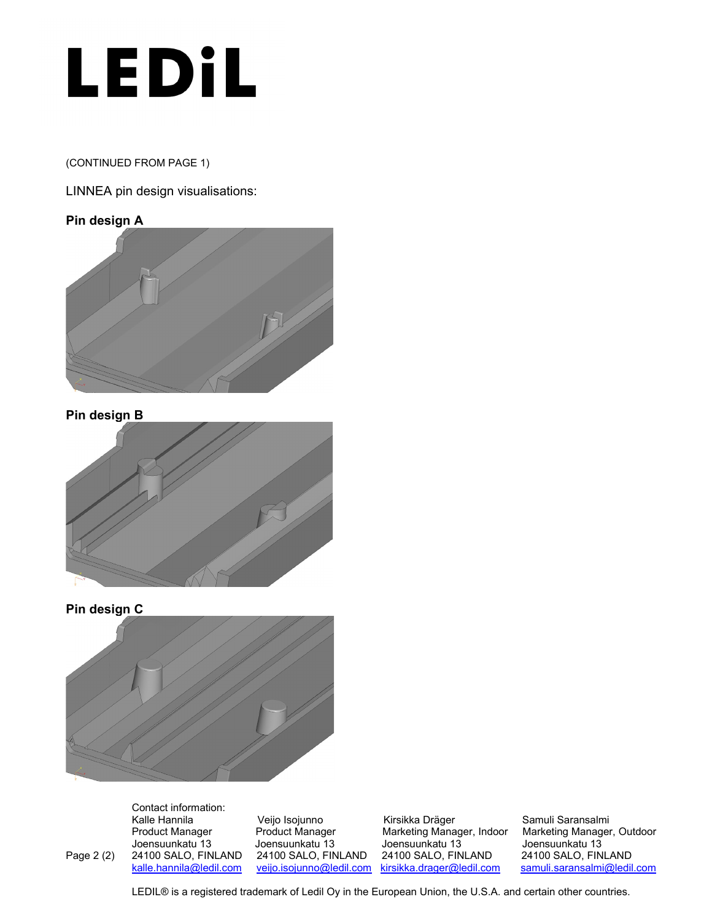# LEDiL

(CONTINUED FROM PAGE 1)

LINNEA pin design visualisations:

**Pin design A**

**Pin design B**

**Pin design C**

Contact information:

| | | | |
|---|---|---|---|
| Kalle Hannila | Veijo Isojunno | Kirsikka Dräger | Samuli Saransalmi |
| Product Manager | Product Manager | Marketing Manager, Indoor | Marketing Manager, Outdoor |
| Joensuunkatu 13 | Joensuunkatu 13 | Joensuunkatu 13 | Joensuunkatu 13 |
| 24100 SALO, FINLAND | 24100 SALO, FINLAND | 24100 SALO, FINLAND | 24100 SALO, FINLAND |
| kalle.hannila@ledil.com | veijo.isojunno@ledil.com | kirsikka.drager@ledil.com | samuli.saransalmi@ledil.com |

LEDIL® is a registered trademark of Ledil Oy in the European Union, the U.S.A. and certain other countries.